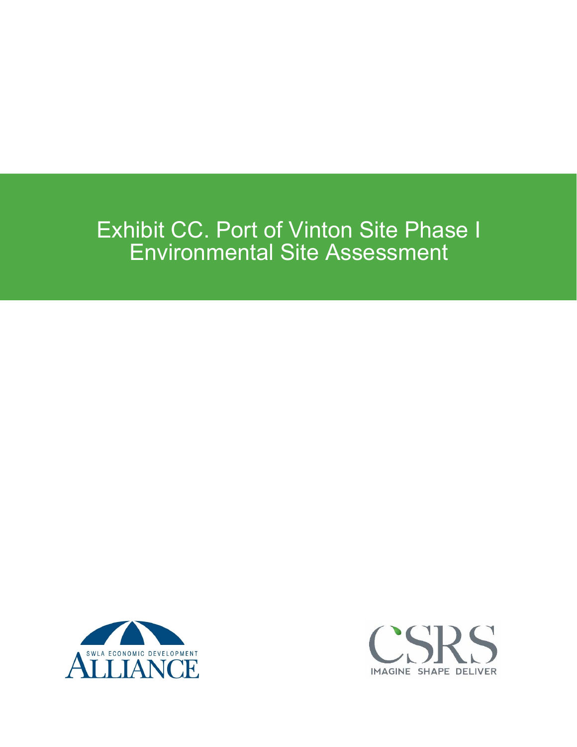# Exhibit CC. Port of Vinton Site Phase I Environmental Site Assessment

SWLA ECONOMIC DEVELOPMENT ALLIANCE

CSRS

IMAGINE SHAPE DELIVER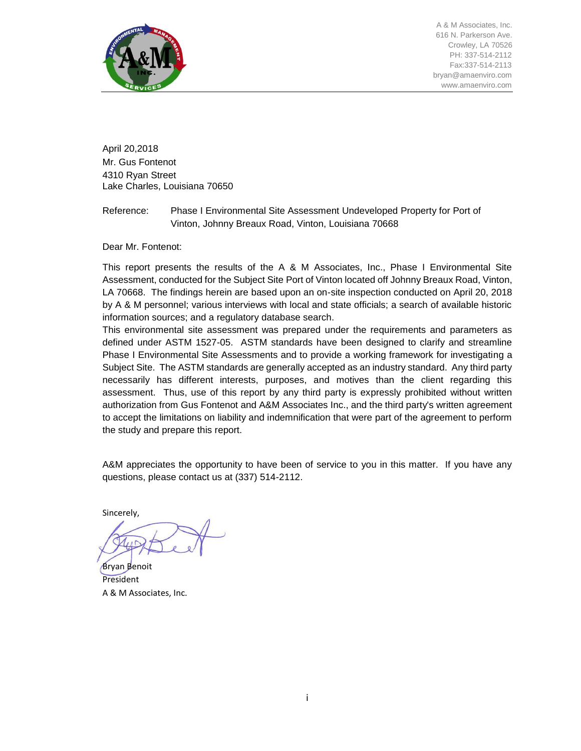A & M Associates, Inc.
616 N. Parkerson Ave.
Crowley, LA 70526
PH: 337-514-2112
Fax:337-514-2113
bryan@amaenviro.com
www.amaenviro.com

April 20,2018
Mr. Gus Fontenot
4310 Ryan Street
Lake Charles, Louisiana 70650

Reference: Phase I Environmental Site Assessment Undeveloped Property for Port of Vinton, Johnny Breaux Road, Vinton, Louisiana 70668

Dear Mr. Fontenot:

This report presents the results of the A & M Associates, Inc., Phase I Environmental Site Assessment, conducted for the Subject Site Port of Vinton located off Johnny Breaux Road, Vinton, LA 70668. The findings herein are based upon an on-site inspection conducted on April 20, 2018 by A & M personnel; various interviews with local and state officials; a search of available historic information sources; and a regulatory database search.

This environmental site assessment was prepared under the requirements and parameters as defined under ASTM 1527-05. ASTM standards have been designed to clarify and streamline Phase I Environmental Site Assessments and to provide a working framework for investigating a Subject Site. The ASTM standards are generally accepted as an industry standard. Any third party necessarily has different interests, purposes, and motives than the client regarding this assessment. Thus, use of this report by any third party is expressly prohibited without written authorization from Gus Fontenot and A&M Associates Inc., and the third party's written agreement to accept the limitations on liability and indemnification that were part of the agreement to perform the study and prepare this report.

A&M appreciates the opportunity to have been of service to you in this matter. If you have any questions, please contact us at (337) 514-2112.

Sincerely,

Bryan Benoit
President
A & M Associates, Inc.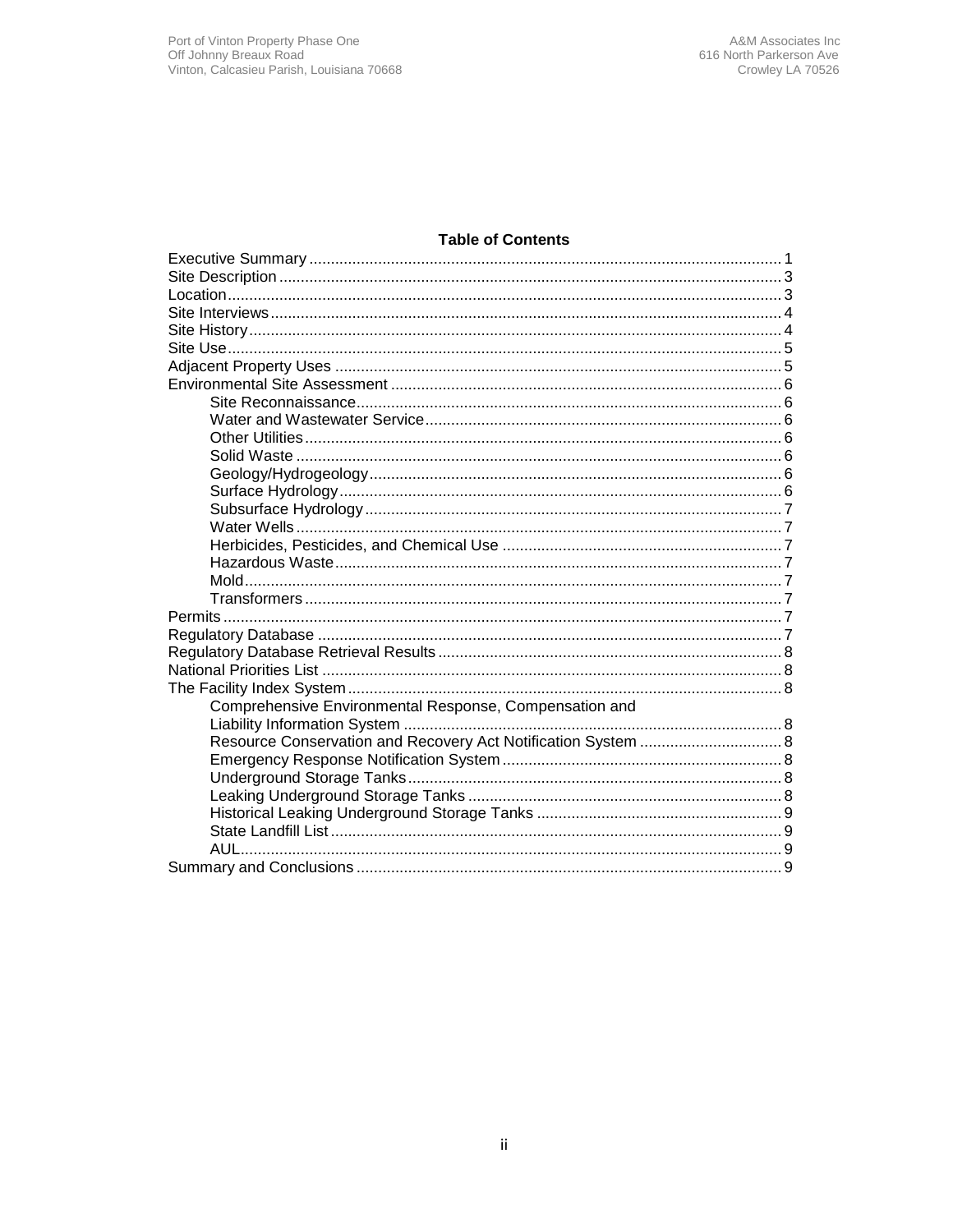## Table of Contents

Executive Summary ........................................................ 1
Site Description ........................................................ 3
Location ........................................................ 3
Site Interviews ........................................................ 4
Site History ........................................................ 4
Site Use ........................................................ 5
Adjacent Property Uses ........................................................ 5
Environmental Site Assessment ........................................................ 6
- Site Reconnaissance ........................................................ 6
- Water and Wastewater Service ........................................................ 6
- Other Utilities ........................................................ 6
- Solid Waste ........................................................ 6
- Geology/Hydrogeology ........................................................ 6
- Surface Hydrology ........................................................ 6
- Subsurface Hydrology ........................................................ 7
- Water Wells ........................................................ 7
- Herbicides, Pesticides, and Chemical Use ........................................................ 7
- Hazardous Waste ........................................................ 7
- Mold ........................................................ 7
- Transformers ........................................................ 7

Permits ........................................................ 7
Regulatory Database ........................................................ 7
Regulatory Database Retrieval Results ........................................................ 8
National Priorities List ........................................................ 8
The Facility Index System ........................................................ 8
- Comprehensive Environmental Response, Compensation and Liability Information System ........................................................ 8
- Resource Conservation and Recovery Act Notification System ........................................................ 8
- Emergency Response Notification System ........................................................ 8
- Underground Storage Tanks ........................................................ 8
- Leaking Underground Storage Tanks ........................................................ 8
- Historical Leaking Underground Storage Tanks ........................................................ 9
- State Landfill List ........................................................ 9
- AUL ........................................................ 9

Summary and Conclusions ........................................................ 9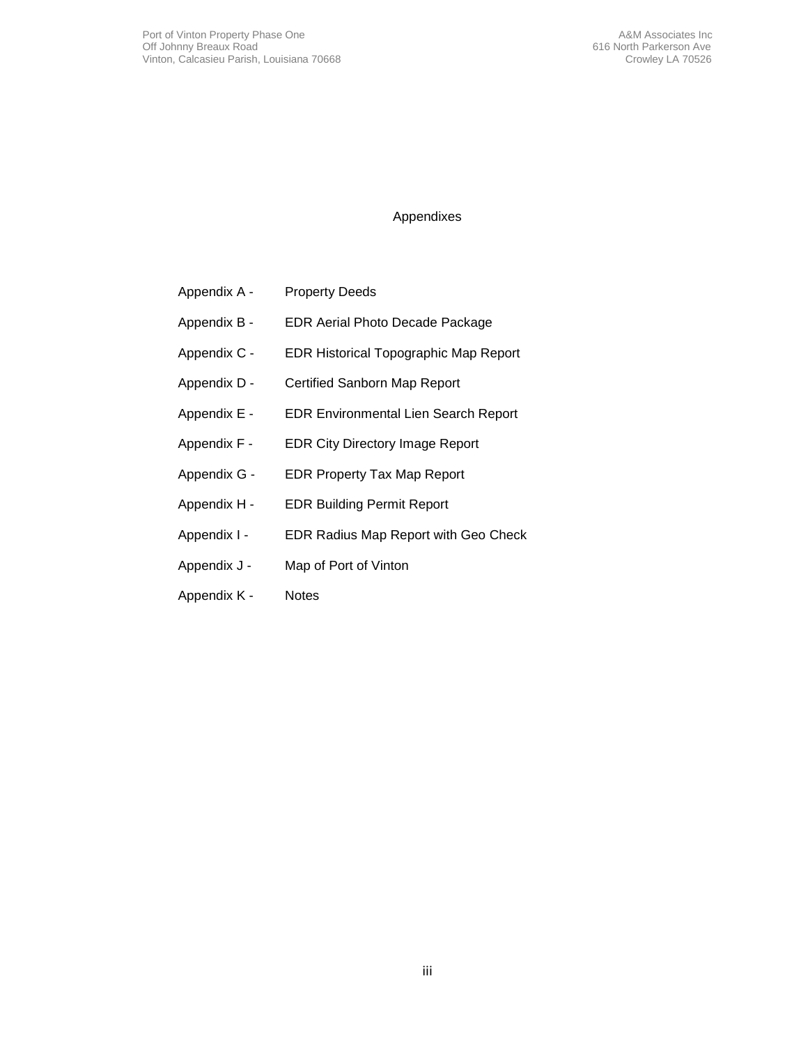# Appendixes

- Appendix A - Property Deeds
- Appendix B - EDR Aerial Photo Decade Package
- Appendix C - EDR Historical Topographic Map Report
- Appendix D - Certified Sanborn Map Report
- Appendix E - EDR Environmental Lien Search Report
- Appendix F - EDR City Directory Image Report
- Appendix G - EDR Property Tax Map Report
- Appendix H - EDR Building Permit Report
- Appendix I - EDR Radius Map Report with Geo Check
- Appendix J - Map of Port of Vinton
- Appendix K - Notes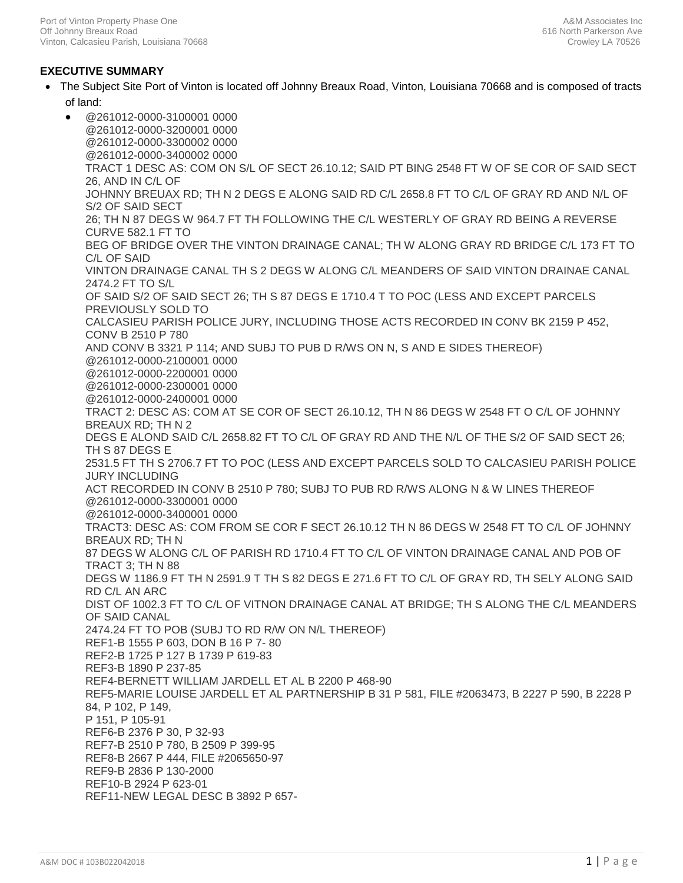## EXECUTIVE SUMMARY

- The Subject Site Port of Vinton is located off Johnny Breaux Road, Vinton, Louisiana 70668 and is composed of tracts of land:
  - @261012-0000-3100001 0000
    @261012-0000-3200001 0000
    @261012-0000-3300002 0000
    @261012-0000-3400002 0000
    TRACT 1 DESC AS: COM ON S/L OF SECT 26.10.12; SAID PT BING 2548 FT W OF SE COR OF SAID SECT 26, AND IN C/L OF
    JOHNNY BREUAX RD; TH N 2 DEGS E ALONG SAID RD C/L 2658.8 FT TO C/L OF GRAY RD AND N/L OF S/2 OF SAID SECT
    26; TH N 87 DEGS W 964.7 FT TH FOLLOWING THE C/L WESTERLY OF GRAY RD BEING A REVERSE CURVE 582.1 FT TO
    BEG OF BRIDGE OVER THE VINTON DRAINAGE CANAL; TH W ALONG GRAY RD BRIDGE C/L 173 FT TO C/L OF SAID
    VINTON DRAINAGE CANAL TH S 2 DEGS W ALONG C/L MEANDERS OF SAID VINTON DRAINAE CANAL 2474.2 FT TO S/L
    OF SAID S/2 OF SAID SECT 26; TH S 87 DEGS E 1710.4 T TO POC (LESS AND EXCEPT PARCELS PREVIOUSLY SOLD TO
    CALCASIEU PARISH POLICE JURY, INCLUDING THOSE ACTS RECORDED IN CONV BK 2159 P 452, CONV B 2510 P 780
    AND CONV B 3321 P 114; AND SUBJ TO PUB D R/WS ON N, S AND E SIDES THEREOF)
    @261012-0000-2100001 0000
    @261012-0000-2200001 0000
    @261012-0000-2300001 0000
    @261012-0000-2400001 0000
    TRACT 2: DESC AS: COM AT SE COR OF SECT 26.10.12, TH N 86 DEGS W 2548 FT O C/L OF JOHNNY BREAUX RD; TH N 2
    DEGS E ALOND SAID C/L 2658.82 FT TO C/L OF GRAY RD AND THE N/L OF THE S/2 OF SAID SECT 26; TH S 87 DEGS E
    2531.5 FT TH S 2706.7 FT TO POC (LESS AND EXCEPT PARCELS SOLD TO CALCASIEU PARISH POLICE JURY INCLUDING
    ACT RECORDED IN CONV B 2510 P 780; SUBJ TO PUB RD R/WS ALONG N & W LINES THEREOF
    @261012-0000-3300001 0000
    @261012-0000-3400001 0000
    TRACT3: DESC AS: COM FROM SE COR F SECT 26.10.12 TH N 86 DEGS W 2548 FT TO C/L OF JOHNNY BREAUX RD; TH N
    87 DEGS W ALONG C/L OF PARISH RD 1710.4 FT TO C/L OF VINTON DRAINAGE CANAL AND POB OF TRACT 3; TH N 88
    DEGS W 1186.9 FT TH N 2591.9 T TH S 82 DEGS E 271.6 FT TO C/L OF GRAY RD, TH SELY ALONG SAID RD C/L AN ARC
    DIST OF 1002.3 FT TO C/L OF VITNON DRAINAGE CANAL AT BRIDGE; TH S ALONG THE C/L MEANDERS OF SAID CANAL
    2474.24 FT TO POB (SUBJ TO RD R/W ON N/L THEREOF)
    REF1-B 1555 P 603, DON B 16 P 7- 80
    REF2-B 1725 P 127 B 1739 P 619-83
    REF3-B 1890 P 237-85
    REF4-BERNETT WILLIAM JARDELL ET AL B 2200 P 468-90
    REF5-MARIE LOUISE JARDELL ET AL PARTNERSHIP B 31 P 581, FILE #2063473, B 2227 P 590, B 2228 P 84, P 102, P 149,
    P 151, P 105-91
    REF6-B 2376 P 30, P 32-93
    REF7-B 2510 P 780, B 2509 P 399-95
    REF8-B 2667 P 444, FILE #2065650-97
    REF9-B 2836 P 130-2000
    REF10-B 2924 P 623-01
    REF11-NEW LEGAL DESC B 3892 P 657-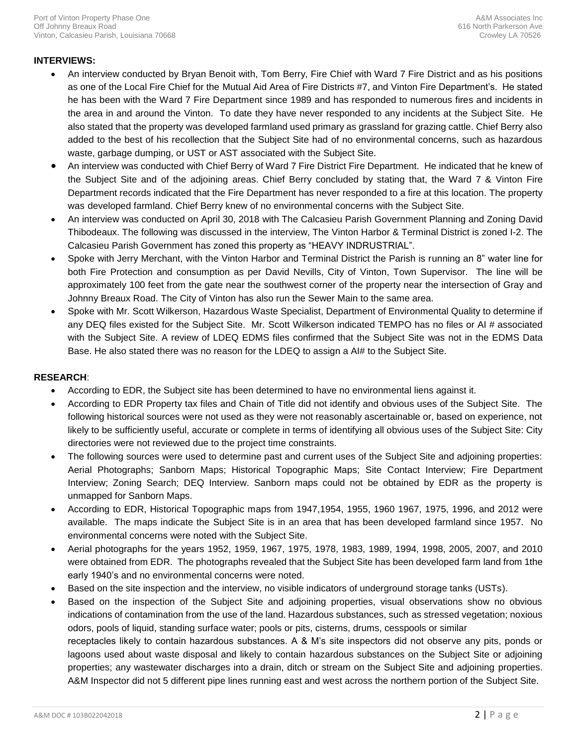**INTERVIEWS:**

- An interview conducted by Bryan Benoit with, Tom Berry, Fire Chief with Ward 7 Fire District and as his positions as one of the Local Fire Chief for the Mutual Aid Area of Fire Districts #7, and Vinton Fire Department's. He stated he has been with the Ward 7 Fire Department since 1989 and has responded to numerous fires and incidents in the area in and around the Vinton. To date they have never responded to any incidents at the Subject Site. He also stated that the property was developed farmland used primary as grassland for grazing cattle. Chief Berry also added to the best of his recollection that the Subject Site had of no environmental concerns, such as hazardous waste, garbage dumping, or UST or AST associated with the Subject Site.
- An interview was conducted with Chief Berry of Ward 7 Fire District Fire Department. He indicated that he knew of the Subject Site and of the adjoining areas. Chief Berry concluded by stating that, the Ward 7 & Vinton Fire Department records indicated that the Fire Department has never responded to a fire at this location. The property was developed farmland. Chief Berry knew of no environmental concerns with the Subject Site.
- An interview was conducted on April 30, 2018 with The Calcasieu Parish Government Planning and Zoning David Thibodeaux. The following was discussed in the interview, The Vinton Harbor & Terminal District is zoned I-2. The Calcasieu Parish Government has zoned this property as "HEAVY INDRUSTRIAL".
- Spoke with Jerry Merchant, with the Vinton Harbor and Terminal District the Parish is running an 8" water line for both Fire Protection and consumption as per David Nevills, City of Vinton, Town Supervisor. The line will be approximately 100 feet from the gate near the southwest corner of the property near the intersection of Gray and Johnny Breaux Road. The City of Vinton has also run the Sewer Main to the same area.
- Spoke with Mr. Scott Wilkerson, Hazardous Waste Specialist, Department of Environmental Quality to determine if any DEQ files existed for the Subject Site. Mr. Scott Wilkerson indicated TEMPO has no files or AI # associated with the Subject Site. A review of LDEQ EDMS files confirmed that the Subject Site was not in the EDMS Data Base. He also stated there was no reason for the LDEQ to assign a AI# to the Subject Site.

**RESEARCH**:

- According to EDR, the Subject site has been determined to have no environmental liens against it.
- According to EDR Property tax files and Chain of Title did not identify and obvious uses of the Subject Site. The following historical sources were not used as they were not reasonably ascertainable or, based on experience, not likely to be sufficiently useful, accurate or complete in terms of identifying all obvious uses of the Subject Site: City directories were not reviewed due to the project time constraints.
- The following sources were used to determine past and current uses of the Subject Site and adjoining properties: Aerial Photographs; Sanborn Maps; Historical Topographic Maps; Site Contact Interview; Fire Department Interview; Zoning Search; DEQ Interview. Sanborn maps could not be obtained by EDR as the property is unmapped for Sanborn Maps.
- According to EDR, Historical Topographic maps from 1947,1954, 1955, 1960 1967, 1975, 1996, and 2012 were available. The maps indicate the Subject Site is in an area that has been developed farmland since 1957. No environmental concerns were noted with the Subject Site.
- Aerial photographs for the years 1952, 1959, 1967, 1975, 1978, 1983, 1989, 1994, 1998, 2005, 2007, and 2010 were obtained from EDR. The photographs revealed that the Subject Site has been developed farm land from 1the early 1940's and no environmental concerns were noted.
- Based on the site inspection and the interview, no visible indicators of underground storage tanks (USTs).
- Based on the inspection of the Subject Site and adjoining properties, visual observations show no obvious indications of contamination from the use of the land. Hazardous substances, such as stressed vegetation; noxious odors, pools of liquid, standing surface water; pools or pits, cisterns, drums, cesspools or similar receptacles likely to contain hazardous substances. A & M's site inspectors did not observe any pits, ponds or lagoons used about waste disposal and likely to contain hazardous substances on the Subject Site or adjoining properties; any wastewater discharges into a drain, ditch or stream on the Subject Site and adjoining properties. A&M Inspector did not 5 different pipe lines running east and west across the northern portion of the Subject Site.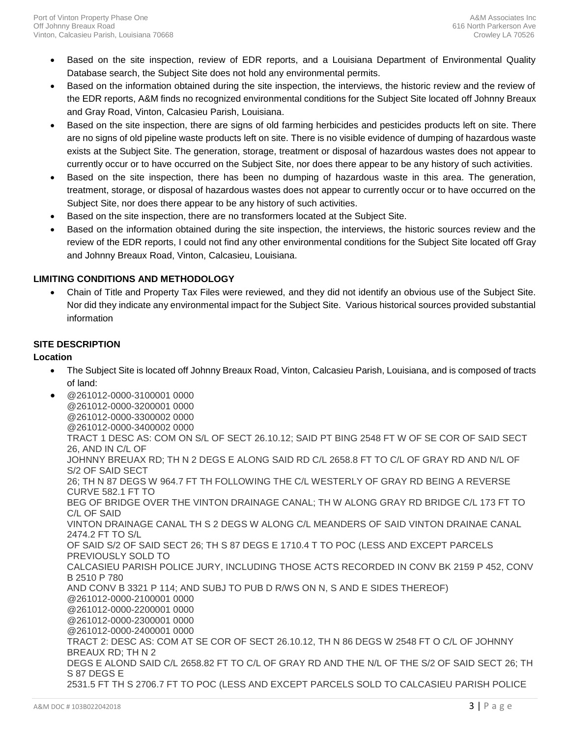- Based on the site inspection, review of EDR reports, and a Louisiana Department of Environmental Quality Database search, the Subject Site does not hold any environmental permits.
- Based on the information obtained during the site inspection, the interviews, the historic review and the review of the EDR reports, A&M finds no recognized environmental conditions for the Subject Site located off Johnny Breaux and Gray Road, Vinton, Calcasieu Parish, Louisiana.
- Based on the site inspection, there are signs of old farming herbicides and pesticides products left on site. There are no signs of old pipeline waste products left on site. There is no visible evidence of dumping of hazardous waste exists at the Subject Site. The generation, storage, treatment or disposal of hazardous wastes does not appear to currently occur or to have occurred on the Subject Site, nor does there appear to be any history of such activities.
- Based on the site inspection, there has been no dumping of hazardous waste in this area. The generation, treatment, storage, or disposal of hazardous wastes does not appear to currently occur or to have occurred on the Subject Site, nor does there appear to be any history of such activities.
- Based on the site inspection, there are no transformers located at the Subject Site.
- Based on the information obtained during the site inspection, the interviews, the historic sources review and the review of the EDR reports, I could not find any other environmental conditions for the Subject Site located off Gray and Johnny Breaux Road, Vinton, Calcasieu, Louisiana.

### LIMITING CONDITIONS AND METHODOLOGY

- Chain of Title and Property Tax Files were reviewed, and they did not identify an obvious use of the Subject Site. Nor did they indicate any environmental impact for the Subject Site. Various historical sources provided substantial information

### SITE DESCRIPTION

**Location**

- The Subject Site is located off Johnny Breaux Road, Vinton, Calcasieu Parish, Louisiana, and is composed of tracts of land:
- @261012-0000-3100001 0000
  @261012-0000-3200001 0000
  @261012-0000-3300002 0000
  @261012-0000-3400002 0000
  TRACT 1 DESC AS: COM ON S/L OF SECT 26.10.12; SAID PT BING 2548 FT W OF SE COR OF SAID SECT 26, AND IN C/L OF
  JOHNNY BREUAX RD; TH N 2 DEGS E ALONG SAID RD C/L 2658.8 FT TO C/L OF GRAY RD AND N/L OF S/2 OF SAID SECT
  26; TH N 87 DEGS W 964.7 FT TH FOLLOWING THE C/L WESTERLY OF GRAY RD BEING A REVERSE CURVE 582.1 FT TO
  BEG OF BRIDGE OVER THE VINTON DRAINAGE CANAL; TH W ALONG GRAY RD BRIDGE C/L 173 FT TO C/L OF SAID
  VINTON DRAINAGE CANAL TH S 2 DEGS W ALONG C/L MEANDERS OF SAID VINTON DRAINAE CANAL 2474.2 FT TO S/L
  OF SAID S/2 OF SAID SECT 26; TH S 87 DEGS E 1710.4 T TO POC (LESS AND EXCEPT PARCELS PREVIOUSLY SOLD TO
  CALCASIEU PARISH POLICE JURY, INCLUDING THOSE ACTS RECORDED IN CONV BK 2159 P 452, CONV B 2510 P 780
  AND CONV B 3321 P 114; AND SUBJ TO PUB D R/WS ON N, S AND E SIDES THEREOF)
  @261012-0000-2100001 0000
  @261012-0000-2200001 0000
  @261012-0000-2300001 0000
  @261012-0000-2400001 0000
  TRACT 2: DESC AS: COM AT SE COR OF SECT 26.10.12, TH N 86 DEGS W 2548 FT O C/L OF JOHNNY BREAUX RD; TH N 2
  DEGS E ALOND SAID C/L 2658.82 FT TO C/L OF GRAY RD AND THE N/L OF THE S/2 OF SAID SECT 26; TH S 87 DEGS E
  2531.5 FT TH S 2706.7 FT TO POC (LESS AND EXCEPT PARCELS SOLD TO CALCASIEU PARISH POLICE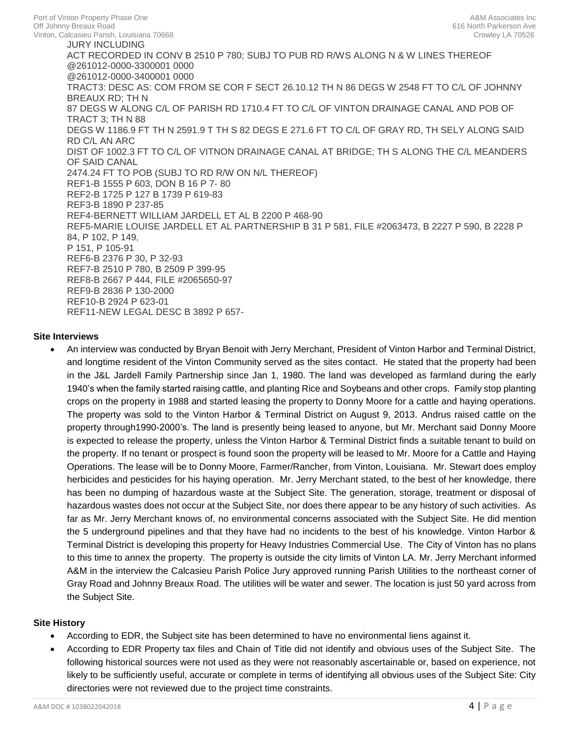JURY INCLUDING
ACT RECORDED IN CONV B 2510 P 780; SUBJ TO PUB RD R/WS ALONG N & W LINES THEREOF
@261012-0000-3300001 0000
@261012-0000-3400001 0000
TRACT3: DESC AS: COM FROM SE COR F SECT 26.10.12 TH N 86 DEGS W 2548 FT TO C/L OF JOHNNY BREAUX RD; TH N
87 DEGS W ALONG C/L OF PARISH RD 1710.4 FT TO C/L OF VINTON DRAINAGE CANAL AND POB OF TRACT 3; TH N 88
DEGS W 1186.9 FT TH N 2591.9 T TH S 82 DEGS E 271.6 FT TO C/L OF GRAY RD, TH SELY ALONG SAID RD C/L AN ARC
DIST OF 1002.3 FT TO C/L OF VITNON DRAINAGE CANAL AT BRIDGE; TH S ALONG THE C/L MEANDERS OF SAID CANAL
2474.24 FT TO POB (SUBJ TO RD R/W ON N/L THEREOF)
REF1-B 1555 P 603, DON B 16 P 7- 80
REF2-B 1725 P 127 B 1739 P 619-83
REF3-B 1890 P 237-85
REF4-BERNETT WILLIAM JARDELL ET AL B 2200 P 468-90
REF5-MARIE LOUISE JARDELL ET AL PARTNERSHIP B 31 P 581, FILE #2063473, B 2227 P 590, B 2228 P 84, P 102, P 149,
P 151, P 105-91
REF6-B 2376 P 30, P 32-93
REF7-B 2510 P 780, B 2509 P 399-95
REF8-B 2667 P 444, FILE #2065650-97
REF9-B 2836 P 130-2000
REF10-B 2924 P 623-01
REF11-NEW LEGAL DESC B 3892 P 657-

### Site Interviews

- An interview was conducted by Bryan Benoit with Jerry Merchant, President of Vinton Harbor and Terminal District, and longtime resident of the Vinton Community served as the sites contact. He stated that the property had been in the J&L Jardell Family Partnership since Jan 1, 1980. The land was developed as farmland during the early 1940's when the family started raising cattle, and planting Rice and Soybeans and other crops. Family stop planting crops on the property in 1988 and started leasing the property to Donny Moore for a cattle and haying operations. The property was sold to the Vinton Harbor & Terminal District on August 9, 2013. Andrus raised cattle on the property through1990-2000's. The land is presently being leased to anyone, but Mr. Merchant said Donny Moore is expected to release the property, unless the Vinton Harbor & Terminal District finds a suitable tenant to build on the property. If no tenant or prospect is found soon the property will be leased to Mr. Moore for a Cattle and Haying Operations. The lease will be to Donny Moore, Farmer/Rancher, from Vinton, Louisiana. Mr. Stewart does employ herbicides and pesticides for his haying operation. Mr. Jerry Merchant stated, to the best of her knowledge, there has been no dumping of hazardous waste at the Subject Site. The generation, storage, treatment or disposal of hazardous wastes does not occur at the Subject Site, nor does there appear to be any history of such activities. As far as Mr. Jerry Merchant knows of, no environmental concerns associated with the Subject Site. He did mention the 5 underground pipelines and that they have had no incidents to the best of his knowledge. Vinton Harbor & Terminal District is developing this property for Heavy Industries Commercial Use. The City of Vinton has no plans to this time to annex the property. The property is outside the city limits of Vinton LA. Mr. Jerry Merchant informed A&M in the interview the Calcasieu Parish Police Jury approved running Parish Utilities to the northeast corner of Gray Road and Johnny Breaux Road. The utilities will be water and sewer. The location is just 50 yard across from the Subject Site.

### Site History

- According to EDR, the Subject site has been determined to have no environmental liens against it.
- According to EDR Property tax files and Chain of Title did not identify and obvious uses of the Subject Site. The following historical sources were not used as they were not reasonably ascertainable or, based on experience, not likely to be sufficiently useful, accurate or complete in terms of identifying all obvious uses of the Subject Site: City directories were not reviewed due to the project time constraints.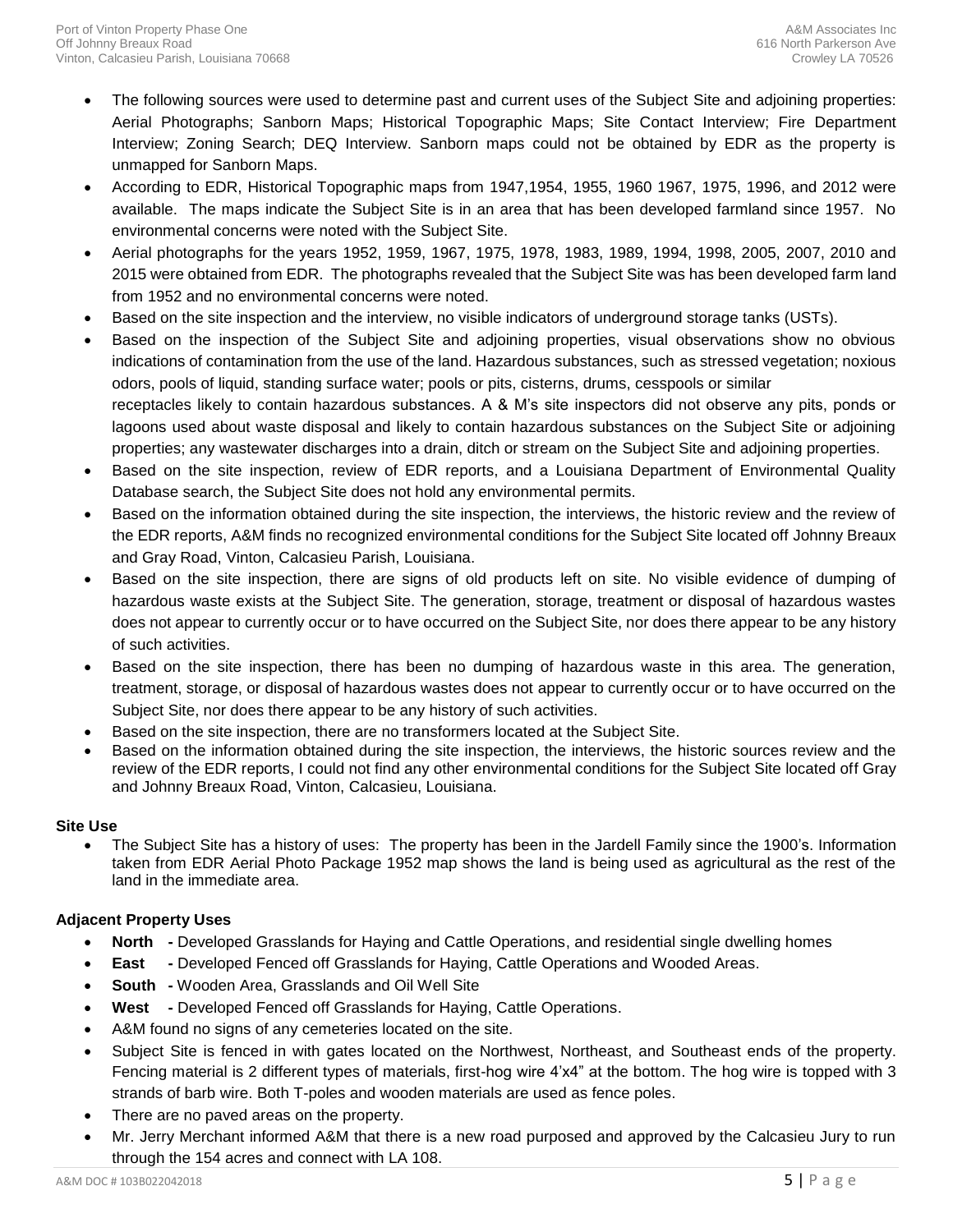- The following sources were used to determine past and current uses of the Subject Site and adjoining properties: Aerial Photographs; Sanborn Maps; Historical Topographic Maps; Site Contact Interview; Fire Department Interview; Zoning Search; DEQ Interview. Sanborn maps could not be obtained by EDR as the property is unmapped for Sanborn Maps.
- According to EDR, Historical Topographic maps from 1947,1954, 1955, 1960 1967, 1975, 1996, and 2012 were available. The maps indicate the Subject Site is in an area that has been developed farmland since 1957. No environmental concerns were noted with the Subject Site.
- Aerial photographs for the years 1952, 1959, 1967, 1975, 1978, 1983, 1989, 1994, 1998, 2005, 2007, 2010 and 2015 were obtained from EDR. The photographs revealed that the Subject Site was has been developed farm land from 1952 and no environmental concerns were noted.
- Based on the site inspection and the interview, no visible indicators of underground storage tanks (USTs).
- Based on the inspection of the Subject Site and adjoining properties, visual observations show no obvious indications of contamination from the use of the land. Hazardous substances, such as stressed vegetation; noxious odors, pools of liquid, standing surface water; pools or pits, cisterns, drums, cesspools or similar receptacles likely to contain hazardous substances. A & M's site inspectors did not observe any pits, ponds or lagoons used about waste disposal and likely to contain hazardous substances on the Subject Site or adjoining properties; any wastewater discharges into a drain, ditch or stream on the Subject Site and adjoining properties.
- Based on the site inspection, review of EDR reports, and a Louisiana Department of Environmental Quality Database search, the Subject Site does not hold any environmental permits.
- Based on the information obtained during the site inspection, the interviews, the historic review and the review of the EDR reports, A&M finds no recognized environmental conditions for the Subject Site located off Johnny Breaux and Gray Road, Vinton, Calcasieu Parish, Louisiana.
- Based on the site inspection, there are signs of old products left on site. No visible evidence of dumping of hazardous waste exists at the Subject Site. The generation, storage, treatment or disposal of hazardous wastes does not appear to currently occur or to have occurred on the Subject Site, nor does there appear to be any history of such activities.
- Based on the site inspection, there has been no dumping of hazardous waste in this area. The generation, treatment, storage, or disposal of hazardous wastes does not appear to currently occur or to have occurred on the Subject Site, nor does there appear to be any history of such activities.
- Based on the site inspection, there are no transformers located at the Subject Site.
- Based on the information obtained during the site inspection, the interviews, the historic sources review and the review of the EDR reports, I could not find any other environmental conditions for the Subject Site located off Gray and Johnny Breaux Road, Vinton, Calcasieu, Louisiana.

**Site Use**

- The Subject Site has a history of uses: The property has been in the Jardell Family since the 1900's. Information taken from EDR Aerial Photo Package 1952 map shows the land is being used as agricultural as the rest of the land in the immediate area.

**Adjacent Property Uses**

- **North -** Developed Grasslands for Haying and Cattle Operations, and residential single dwelling homes
- **East -** Developed Fenced off Grasslands for Haying, Cattle Operations and Wooded Areas.
- **South -** Wooden Area, Grasslands and Oil Well Site
- **West -** Developed Fenced off Grasslands for Haying, Cattle Operations.
- A&M found no signs of any cemeteries located on the site.
- Subject Site is fenced in with gates located on the Northwest, Northeast, and Southeast ends of the property. Fencing material is 2 different types of materials, first-hog wire 4'x4" at the bottom. The hog wire is topped with 3 strands of barb wire. Both T-poles and wooden materials are used as fence poles.
- There are no paved areas on the property.
- Mr. Jerry Merchant informed A&M that there is a new road purposed and approved by the Calcasieu Jury to run through the 154 acres and connect with LA 108.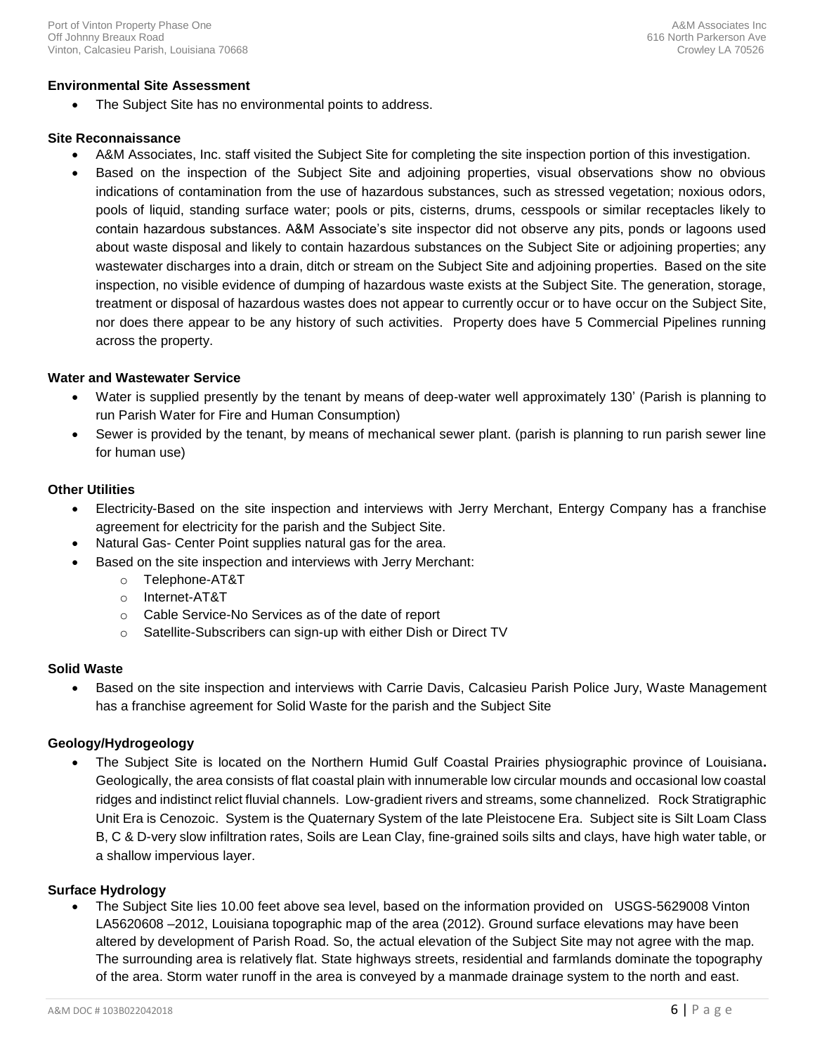**Environmental Site Assessment**

- The Subject Site has no environmental points to address.

**Site Reconnaissance**

- A&M Associates, Inc. staff visited the Subject Site for completing the site inspection portion of this investigation.
- Based on the inspection of the Subject Site and adjoining properties, visual observations show no obvious indications of contamination from the use of hazardous substances, such as stressed vegetation; noxious odors, pools of liquid, standing surface water; pools or pits, cisterns, drums, cesspools or similar receptacles likely to contain hazardous substances. A&M Associate's site inspector did not observe any pits, ponds or lagoons used about waste disposal and likely to contain hazardous substances on the Subject Site or adjoining properties; any wastewater discharges into a drain, ditch or stream on the Subject Site and adjoining properties. Based on the site inspection, no visible evidence of dumping of hazardous waste exists at the Subject Site. The generation, storage, treatment or disposal of hazardous wastes does not appear to currently occur or to have occur on the Subject Site, nor does there appear to be any history of such activities. Property does have 5 Commercial Pipelines running across the property.

**Water and Wastewater Service**

- Water is supplied presently by the tenant by means of deep-water well approximately 130' (Parish is planning to run Parish Water for Fire and Human Consumption)
- Sewer is provided by the tenant, by means of mechanical sewer plant. (parish is planning to run parish sewer line for human use)

**Other Utilities**

- Electricity-Based on the site inspection and interviews with Jerry Merchant, Entergy Company has a franchise agreement for electricity for the parish and the Subject Site.
- Natural Gas- Center Point supplies natural gas for the area.
- Based on the site inspection and interviews with Jerry Merchant:
  - Telephone-AT&T
  - Internet-AT&T
  - Cable Service-No Services as of the date of report
  - Satellite-Subscribers can sign-up with either Dish or Direct TV

**Solid Waste**

- Based on the site inspection and interviews with Carrie Davis, Calcasieu Parish Police Jury, Waste Management has a franchise agreement for Solid Waste for the parish and the Subject Site

**Geology/Hydrogeology**

- The Subject Site is located on the Northern Humid Gulf Coastal Prairies physiographic province of Louisiana**.** Geologically, the area consists of flat coastal plain with innumerable low circular mounds and occasional low coastal ridges and indistinct relict fluvial channels. Low-gradient rivers and streams, some channelized. Rock Stratigraphic Unit Era is Cenozoic. System is the Quaternary System of the late Pleistocene Era. Subject site is Silt Loam Class B, C & D-very slow infiltration rates, Soils are Lean Clay, fine-grained soils silts and clays, have high water table, or a shallow impervious layer.

**Surface Hydrology**

- The Subject Site lies 10.00 feet above sea level, based on the information provided on USGS-5629008 Vinton LA5620608 –2012, Louisiana topographic map of the area (2012). Ground surface elevations may have been altered by development of Parish Road. So, the actual elevation of the Subject Site may not agree with the map. The surrounding area is relatively flat. State highways streets, residential and farmlands dominate the topography of the area. Storm water runoff in the area is conveyed by a manmade drainage system to the north and east.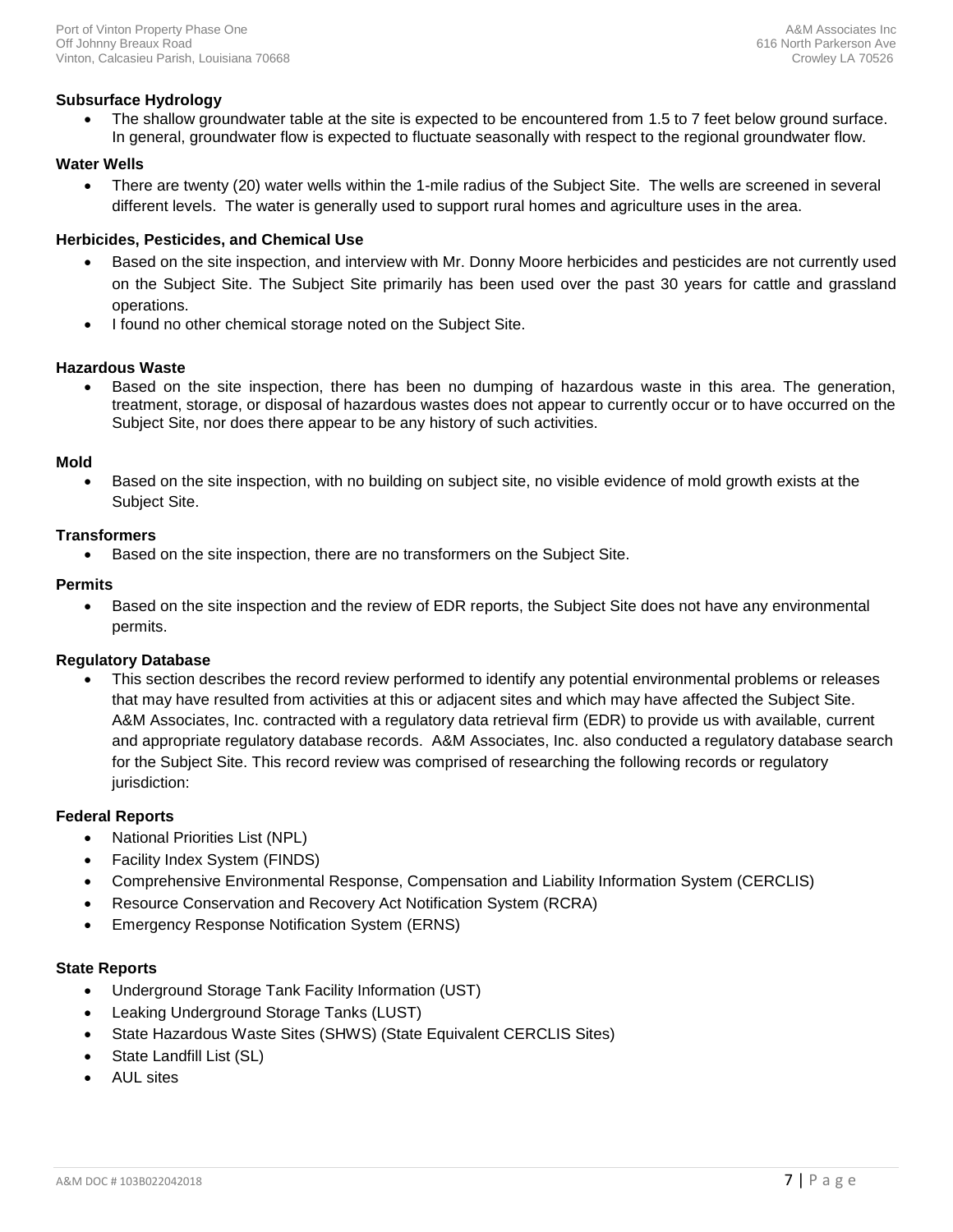**Subsurface Hydrology**

- The shallow groundwater table at the site is expected to be encountered from 1.5 to 7 feet below ground surface. In general, groundwater flow is expected to fluctuate seasonally with respect to the regional groundwater flow.

**Water Wells**

- There are twenty (20) water wells within the 1-mile radius of the Subject Site. The wells are screened in several different levels. The water is generally used to support rural homes and agriculture uses in the area.

**Herbicides, Pesticides, and Chemical Use**

- Based on the site inspection, and interview with Mr. Donny Moore herbicides and pesticides are not currently used on the Subject Site. The Subject Site primarily has been used over the past 30 years for cattle and grassland operations.
- I found no other chemical storage noted on the Subject Site.

**Hazardous Waste**

- Based on the site inspection, there has been no dumping of hazardous waste in this area. The generation, treatment, storage, or disposal of hazardous wastes does not appear to currently occur or to have occurred on the Subject Site, nor does there appear to be any history of such activities.

**Mold**

- Based on the site inspection, with no building on subject site, no visible evidence of mold growth exists at the Subject Site.

**Transformers**

- Based on the site inspection, there are no transformers on the Subject Site.

**Permits**

- Based on the site inspection and the review of EDR reports, the Subject Site does not have any environmental permits.

**Regulatory Database**

- This section describes the record review performed to identify any potential environmental problems or releases that may have resulted from activities at this or adjacent sites and which may have affected the Subject Site. A&M Associates, Inc. contracted with a regulatory data retrieval firm (EDR) to provide us with available, current and appropriate regulatory database records. A&M Associates, Inc. also conducted a regulatory database search for the Subject Site. This record review was comprised of researching the following records or regulatory jurisdiction:

**Federal Reports**

- National Priorities List (NPL)
- Facility Index System (FINDS)
- Comprehensive Environmental Response, Compensation and Liability Information System (CERCLIS)
- Resource Conservation and Recovery Act Notification System (RCRA)
- Emergency Response Notification System (ERNS)

**State Reports**

- Underground Storage Tank Facility Information (UST)
- Leaking Underground Storage Tanks (LUST)
- State Hazardous Waste Sites (SHWS) (State Equivalent CERCLIS Sites)
- State Landfill List (SL)
- AUL sites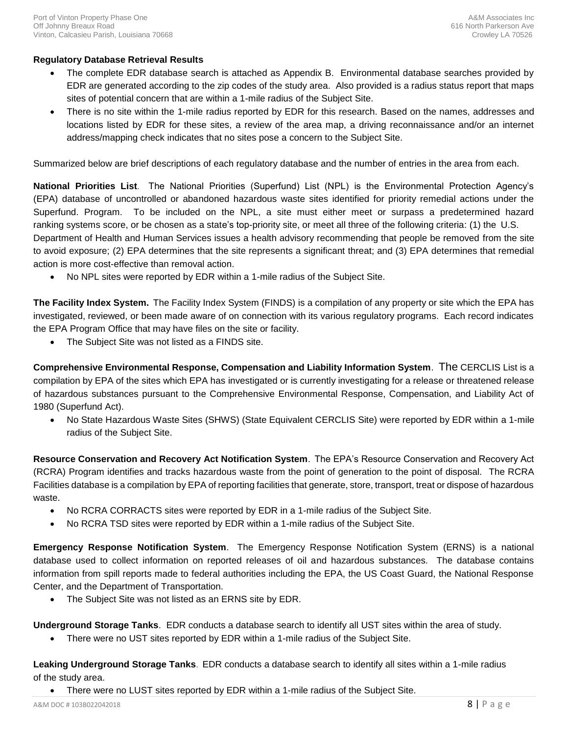**Regulatory Database Retrieval Results**

- The complete EDR database search is attached as Appendix B. Environmental database searches provided by EDR are generated according to the zip codes of the study area. Also provided is a radius status report that maps sites of potential concern that are within a 1-mile radius of the Subject Site.
- There is no site within the 1-mile radius reported by EDR for this research. Based on the names, addresses and locations listed by EDR for these sites, a review of the area map, a driving reconnaissance and/or an internet address/mapping check indicates that no sites pose a concern to the Subject Site.

Summarized below are brief descriptions of each regulatory database and the number of entries in the area from each.

**National Priorities List**. The National Priorities (Superfund) List (NPL) is the Environmental Protection Agency's (EPA) database of uncontrolled or abandoned hazardous waste sites identified for priority remedial actions under the Superfund. Program. To be included on the NPL, a site must either meet or surpass a predetermined hazard ranking systems score, or be chosen as a state's top-priority site, or meet all three of the following criteria: (1) the U.S. Department of Health and Human Services issues a health advisory recommending that people be removed from the site to avoid exposure; (2) EPA determines that the site represents a significant threat; and (3) EPA determines that remedial action is more cost-effective than removal action.

- No NPL sites were reported by EDR within a 1-mile radius of the Subject Site.

**The Facility Index System.** The Facility Index System (FINDS) is a compilation of any property or site which the EPA has investigated, reviewed, or been made aware of on connection with its various regulatory programs. Each record indicates the EPA Program Office that may have files on the site or facility.

- The Subject Site was not listed as a FINDS site.

**Comprehensive Environmental Response, Compensation and Liability Information System**. The CERCLIS List is a compilation by EPA of the sites which EPA has investigated or is currently investigating for a release or threatened release of hazardous substances pursuant to the Comprehensive Environmental Response, Compensation, and Liability Act of 1980 (Superfund Act).

- No State Hazardous Waste Sites (SHWS) (State Equivalent CERCLIS Site) were reported by EDR within a 1-mile radius of the Subject Site.

**Resource Conservation and Recovery Act Notification System**. The EPA's Resource Conservation and Recovery Act (RCRA) Program identifies and tracks hazardous waste from the point of generation to the point of disposal. The RCRA Facilities database is a compilation by EPA of reporting facilities that generate, store, transport, treat or dispose of hazardous waste.

- No RCRA CORRACTS sites were reported by EDR in a 1-mile radius of the Subject Site.
- No RCRA TSD sites were reported by EDR within a 1-mile radius of the Subject Site.

**Emergency Response Notification System**. The Emergency Response Notification System (ERNS) is a national database used to collect information on reported releases of oil and hazardous substances. The database contains information from spill reports made to federal authorities including the EPA, the US Coast Guard, the National Response Center, and the Department of Transportation.

- The Subject Site was not listed as an ERNS site by EDR.

**Underground Storage Tanks**. EDR conducts a database search to identify all UST sites within the area of study.

- There were no UST sites reported by EDR within a 1-mile radius of the Subject Site.

**Leaking Underground Storage Tanks**. EDR conducts a database search to identify all sites within a 1-mile radius of the study area.

- There were no LUST sites reported by EDR within a 1-mile radius of the Subject Site.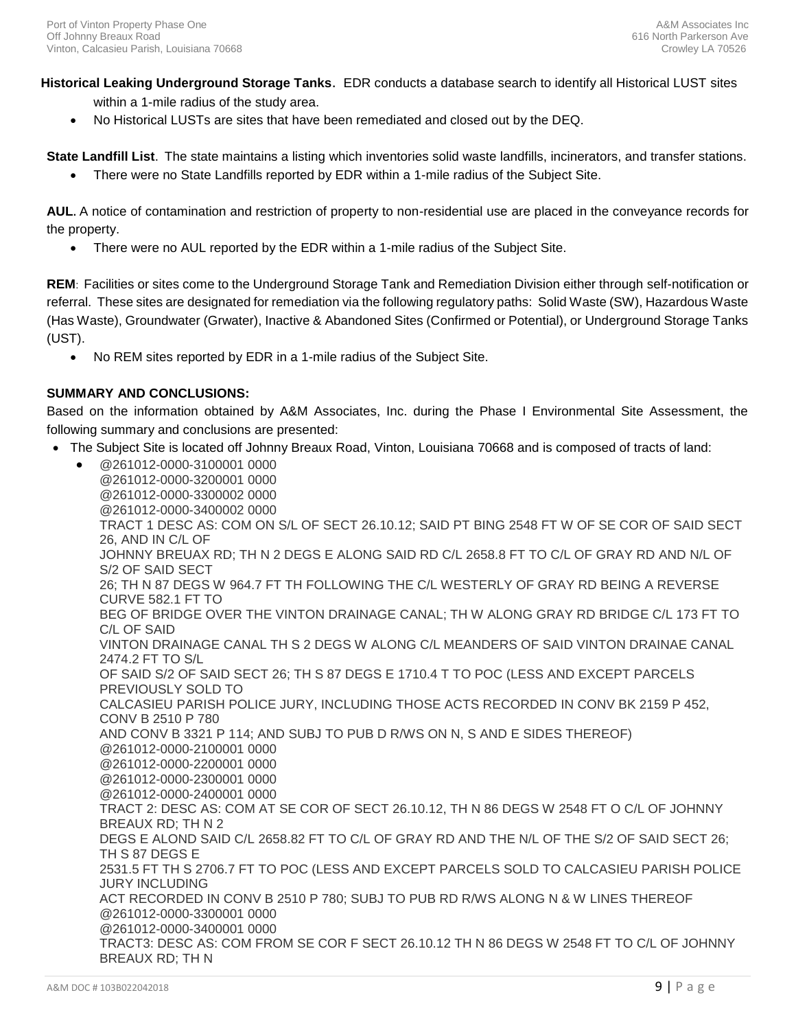**Historical Leaking Underground Storage Tanks**. EDR conducts a database search to identify all Historical LUST sites within a 1-mile radius of the study area.

- No Historical LUSTs are sites that have been remediated and closed out by the DEQ.

**State Landfill List**. The state maintains a listing which inventories solid waste landfills, incinerators, and transfer stations.

- There were no State Landfills reported by EDR within a 1-mile radius of the Subject Site.

**AUL**. A notice of contamination and restriction of property to non-residential use are placed in the conveyance records for the property.

- There were no AUL reported by the EDR within a 1-mile radius of the Subject Site.

**REM**: Facilities or sites come to the Underground Storage Tank and Remediation Division either through self-notification or referral. These sites are designated for remediation via the following regulatory paths: Solid Waste (SW), Hazardous Waste (Has Waste), Groundwater (Grwater), Inactive & Abandoned Sites (Confirmed or Potential), or Underground Storage Tanks (UST).

- No REM sites reported by EDR in a 1-mile radius of the Subject Site.

**SUMMARY AND CONCLUSIONS:**

Based on the information obtained by A&M Associates, Inc. during the Phase I Environmental Site Assessment, the following summary and conclusions are presented:

- The Subject Site is located off Johnny Breaux Road, Vinton, Louisiana 70668 and is composed of tracts of land:
  - @261012-0000-3100001 0000
    @261012-0000-3200001 0000
    @261012-0000-3300002 0000
    @261012-0000-3400002 0000
    TRACT 1 DESC AS: COM ON S/L OF SECT 26.10.12; SAID PT BING 2548 FT W OF SE COR OF SAID SECT 26, AND IN C/L OF
    JOHNNY BREUAX RD; TH N 2 DEGS E ALONG SAID RD C/L 2658.8 FT TO C/L OF GRAY RD AND N/L OF S/2 OF SAID SECT
    26; TH N 87 DEGS W 964.7 FT TH FOLLOWING THE C/L WESTERLY OF GRAY RD BEING A REVERSE CURVE 582.1 FT TO
    BEG OF BRIDGE OVER THE VINTON DRAINAGE CANAL; TH W ALONG GRAY RD BRIDGE C/L 173 FT TO C/L OF SAID
    VINTON DRAINAGE CANAL TH S 2 DEGS W ALONG C/L MEANDERS OF SAID VINTON DRAINAE CANAL 2474.2 FT TO S/L
    OF SAID S/2 OF SAID SECT 26; TH S 87 DEGS E 1710.4 T TO POC (LESS AND EXCEPT PARCELS PREVIOUSLY SOLD TO
    CALCASIEU PARISH POLICE JURY, INCLUDING THOSE ACTS RECORDED IN CONV BK 2159 P 452, CONV B 2510 P 780
    AND CONV B 3321 P 114; AND SUBJ TO PUB D R/WS ON N, S AND E SIDES THEREOF)
    @261012-0000-2100001 0000
    @261012-0000-2200001 0000
    @261012-0000-2300001 0000
    @261012-0000-2400001 0000
    TRACT 2: DESC AS: COM AT SE COR OF SECT 26.10.12, TH N 86 DEGS W 2548 FT O C/L OF JOHNNY BREAUX RD; TH N 2
    DEGS E ALOND SAID C/L 2658.82 FT TO C/L OF GRAY RD AND THE N/L OF THE S/2 OF SAID SECT 26; TH S 87 DEGS E
    2531.5 FT TH S 2706.7 FT TO POC (LESS AND EXCEPT PARCELS SOLD TO CALCASIEU PARISH POLICE JURY INCLUDING
    ACT RECORDED IN CONV B 2510 P 780; SUBJ TO PUB RD R/WS ALONG N & W LINES THEREOF
    @261012-0000-3300001 0000
    @261012-0000-3400001 0000
    TRACT3: DESC AS: COM FROM SE COR F SECT 26.10.12 TH N 86 DEGS W 2548 FT TO C/L OF JOHNNY BREAUX RD; TH N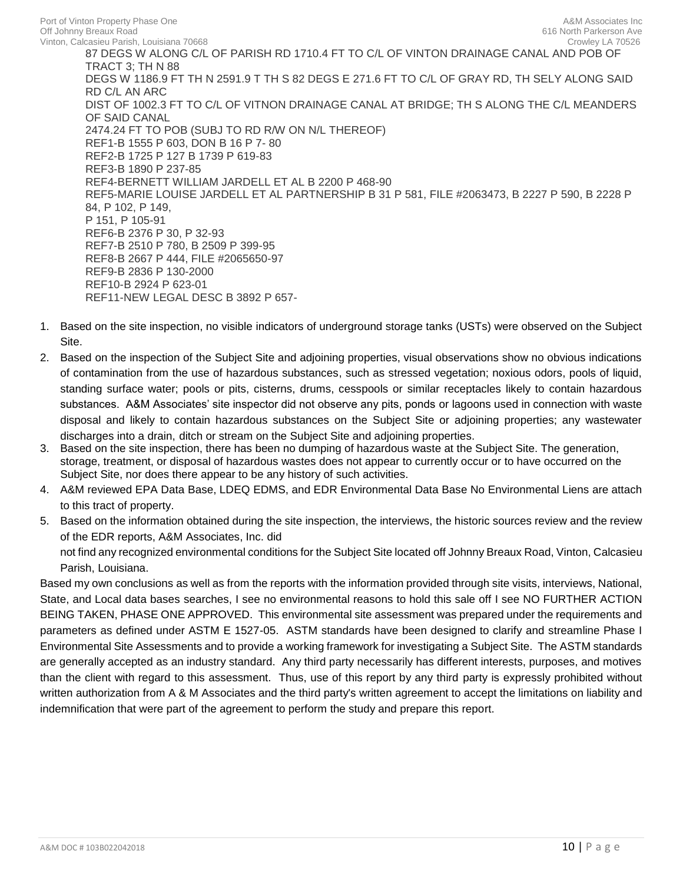87 DEGS W ALONG C/L OF PARISH RD 1710.4 FT TO C/L OF VINTON DRAINAGE CANAL AND POB OF TRACT 3; TH N 88
DEGS W 1186.9 FT TH N 2591.9 T TH S 82 DEGS E 271.6 FT TO C/L OF GRAY RD, TH SELY ALONG SAID RD C/L AN ARC
DIST OF 1002.3 FT TO C/L OF VITNON DRAINAGE CANAL AT BRIDGE; TH S ALONG THE C/L MEANDERS OF SAID CANAL
2474.24 FT TO POB (SUBJ TO RD R/W ON N/L THEREOF)
REF1-B 1555 P 603, DON B 16 P 7- 80
REF2-B 1725 P 127 B 1739 P 619-83
REF3-B 1890 P 237-85
REF4-BERNETT WILLIAM JARDELL ET AL B 2200 P 468-90
REF5-MARIE LOUISE JARDELL ET AL PARTNERSHIP B 31 P 581, FILE #2063473, B 2227 P 590, B 2228 P 84, P 102, P 149,
P 151, P 105-91
REF6-B 2376 P 30, P 32-93
REF7-B 2510 P 780, B 2509 P 399-95
REF8-B 2667 P 444, FILE #2065650-97
REF9-B 2836 P 130-2000
REF10-B 2924 P 623-01
REF11-NEW LEGAL DESC B 3892 P 657-

1. Based on the site inspection, no visible indicators of underground storage tanks (USTs) were observed on the Subject Site.
2. Based on the inspection of the Subject Site and adjoining properties, visual observations show no obvious indications of contamination from the use of hazardous substances, such as stressed vegetation; noxious odors, pools of liquid, standing surface water; pools or pits, cisterns, drums, cesspools or similar receptacles likely to contain hazardous substances. A&M Associates' site inspector did not observe any pits, ponds or lagoons used in connection with waste disposal and likely to contain hazardous substances on the Subject Site or adjoining properties; any wastewater discharges into a drain, ditch or stream on the Subject Site and adjoining properties.
3. Based on the site inspection, there has been no dumping of hazardous waste at the Subject Site. The generation, storage, treatment, or disposal of hazardous wastes does not appear to currently occur or to have occurred on the Subject Site, nor does there appear to be any history of such activities.
4. A&M reviewed EPA Data Base, LDEQ EDMS, and EDR Environmental Data Base No Environmental Liens are attach to this tract of property.
5. Based on the information obtained during the site inspection, the interviews, the historic sources review and the review of the EDR reports, A&M Associates, Inc. did
   not find any recognized environmental conditions for the Subject Site located off Johnny Breaux Road, Vinton, Calcasieu Parish, Louisiana.

Based my own conclusions as well as from the reports with the information provided through site visits, interviews, National, State, and Local data bases searches, I see no environmental reasons to hold this sale off I see NO FURTHER ACTION BEING TAKEN, PHASE ONE APPROVED. This environmental site assessment was prepared under the requirements and parameters as defined under ASTM E 1527-05. ASTM standards have been designed to clarify and streamline Phase I Environmental Site Assessments and to provide a working framework for investigating a Subject Site. The ASTM standards are generally accepted as an industry standard. Any third party necessarily has different interests, purposes, and motives than the client with regard to this assessment. Thus, use of this report by any third party is expressly prohibited without written authorization from A & M Associates and the third party's written agreement to accept the limitations on liability and indemnification that were part of the agreement to perform the study and prepare this report.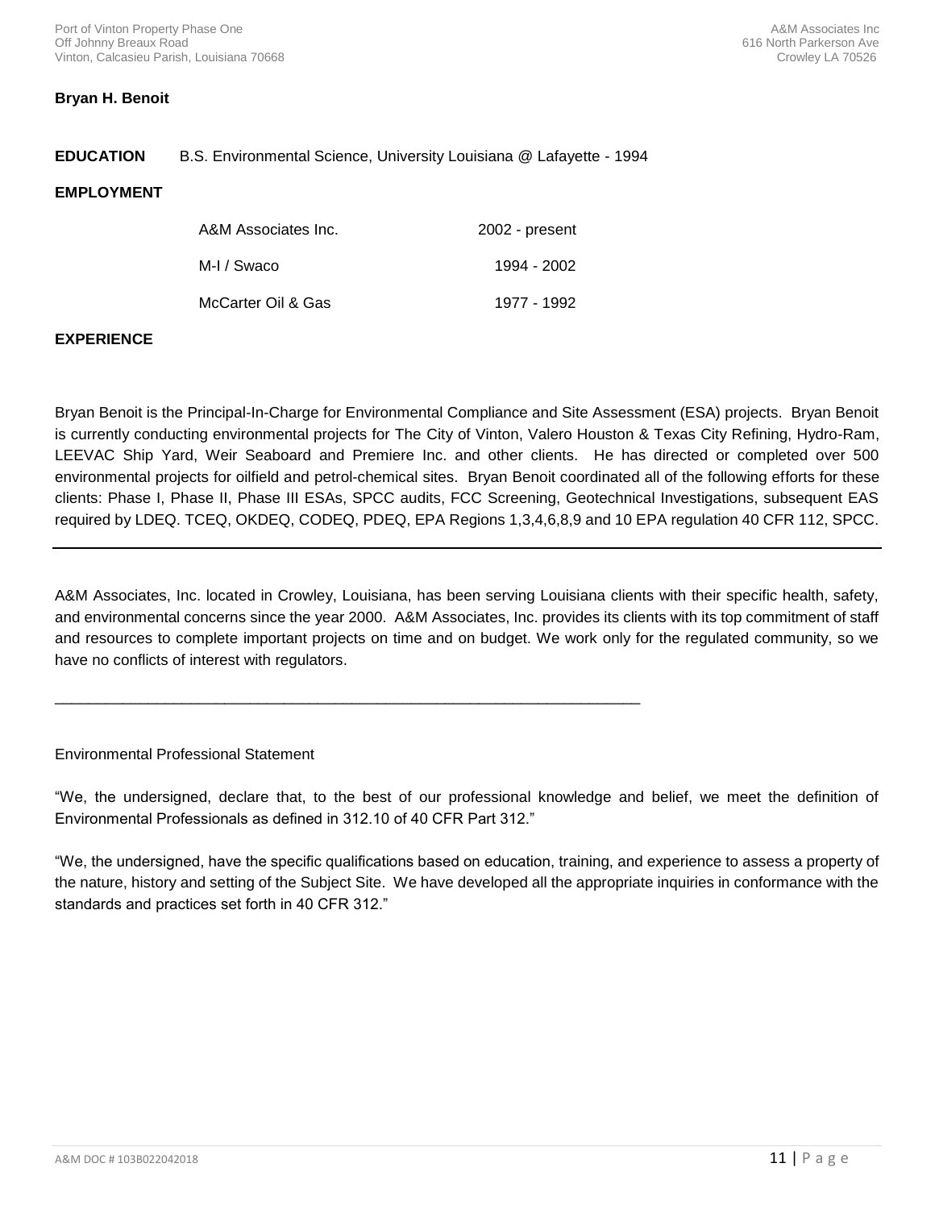**Bryan H. Benoit**

**EDUCATION** B.S. Environmental Science, University Louisiana @ Lafayette - 1994

**EMPLOYMENT**

| | |
|---|---|
| A&M Associates Inc. | 2002 - present |
| M-I / Swaco | 1994 - 2002 |
| McCarter Oil & Gas | 1977 - 1992 |

**EXPERIENCE**

Bryan Benoit is the Principal-In-Charge for Environmental Compliance and Site Assessment (ESA) projects. Bryan Benoit is currently conducting environmental projects for The City of Vinton, Valero Houston & Texas City Refining, Hydro-Ram, LEEVAC Ship Yard, Weir Seaboard and Premiere Inc. and other clients. He has directed or completed over 500 environmental projects for oilfield and petrol-chemical sites. Bryan Benoit coordinated all of the following efforts for these clients: Phase I, Phase II, Phase III ESAs, SPCC audits, FCC Screening, Geotechnical Investigations, subsequent EAS required by LDEQ. TCEQ, OKDEQ, CODEQ, PDEQ, EPA Regions 1,3,4,6,8,9 and 10 EPA regulation 40 CFR 112, SPCC.

---

A&M Associates, Inc. located in Crowley, Louisiana, has been serving Louisiana clients with their specific health, safety, and environmental concerns since the year 2000. A&M Associates, Inc. provides its clients with its top commitment of staff and resources to complete important projects on time and on budget. We work only for the regulated community, so we have no conflicts of interest with regulators.

---

Environmental Professional Statement

"We, the undersigned, declare that, to the best of our professional knowledge and belief, we meet the definition of Environmental Professionals as defined in 312.10 of 40 CFR Part 312."

"We, the undersigned, have the specific qualifications based on education, training, and experience to assess a property of the nature, history and setting of the Subject Site. We have developed all the appropriate inquiries in conformance with the standards and practices set forth in 40 CFR 312."